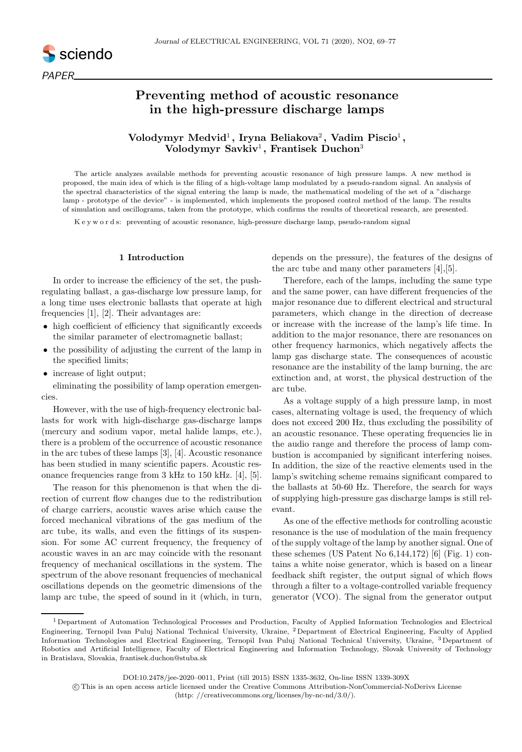PAPER

# Preventing method of acoustic resonance in the high-pressure discharge lamps

**Volodymyr Medvid**[1]**, Iryna Beliakova**[2]**, Vadim Piscio**[1]**, Volodymyr Savkiv**[1]**, Frantisek Duchon**[3]

The article analyzes available methods for preventing acoustic resonance of high pressure lamps. A new method is proposed, the main idea of which is the filing of a high-voltage lamp modulated by a pseudo-random signal. An analysis of the spectral characteristics of the signal entering the lamp is made, the mathematical modeling of the set of a "discharge lamp - prototype of the device" - is implemented, which implements the proposed control method of the lamp. The results of simulation and oscillograms, taken from the prototype, which confirms the results of theoretical research, are presented.

Keywords: preventing of acoustic resonance, high-pressure discharge lamp, pseudo-random signal

## 1 Introduction

In order to increase the efficiency of the set, the push-regulating ballast, a gas-discharge low pressure lamp, for a long time uses electronic ballasts that operate at high frequencies [1], [2]. Their advantages are:

- high coefficient of efficiency that significantly exceeds the similar parameter of electromagnetic ballast;
- the possibility of adjusting the current of the lamp in the specified limits;
- increase of light output;

eliminating the possibility of lamp operation emergencies.

However, with the use of high-frequency electronic ballasts for work with high-discharge gas-discharge lamps (mercury and sodium vapor, metal halide lamps, etc.), there is a problem of the occurrence of acoustic resonance in the arc tubes of these lamps [3], [4]. Acoustic resonance has been studied in many scientific papers. Acoustic resonance frequencies range from 3 kHz to 150 kHz. [4], [5].

The reason for this phenomenon is that when the direction of current flow changes due to the redistribution of charge carriers, acoustic waves arise which cause the forced mechanical vibrations of the gas medium of the arc tube, its walls, and even the fittings of its suspension. For some AC current frequency, the frequency of acoustic waves in an arc may coincide with the resonant frequency of mechanical oscillations in the system. The spectrum of the above resonant frequencies of mechanical oscillations depends on the geometric dimensions of the lamp arc tube, the speed of sound in it (which, in turn, depends on the pressure), the features of the designs of the arc tube and many other parameters [4],[5].

Therefore, each of the lamps, including the same type and the same power, can have different frequencies of the major resonance due to different electrical and structural parameters, which change in the direction of decrease or increase with the increase of the lamp's life time. In addition to the major resonance, there are resonances on other frequency harmonics, which negatively affects the lamp gas discharge state. The consequences of acoustic resonance are the instability of the lamp burning, the arc extinction and, at worst, the physical destruction of the arc tube.

As a voltage supply of a high pressure lamp, in most cases, alternating voltage is used, the frequency of which does not exceed 200 Hz, thus excluding the possibility of an acoustic resonance. These operating frequencies lie in the audio range and therefore the process of lamp combustion is accompanied by significant interfering noises. In addition, the size of the reactive elements used in the lamp's switching scheme remains significant compared to the ballasts at 50-60 Hz. Therefore, the search for ways of supplying high-pressure gas discharge lamps is still relevant.

As one of the effective methods for controlling acoustic resonance is the use of modulation of the main frequency of the supply voltage of the lamp by another signal. One of these schemes (US Patent No 6,144,172) [6] (Fig. 1) contains a white noise generator, which is based on a linear feedback shift register, the output signal of which flows through a filter to a voltage-controlled variable frequency generator (VCO). The signal from the generator output

---

[1] Department of Automation Technological Processes and Production, Faculty of Applied Information Technologies and Electrical Engineering, Ternopil Ivan Puluj National Technical University, Ukraine, [2] Department of Electrical Engineering, Faculty of Applied Information Technologies and Electrical Engineering, Ternopil Ivan Puluj National Technical University, Ukraine, [3] Department of Robotics and Artificial Intelligence, Faculty of Electrical Engineering and Information Technology, Slovak University of Technology in Bratislava, Slovakia, frantisek.duchon@stuba.sk

DOI:10.2478/jee-2020–0011, Print (till 2015) ISSN 1335-3632, On-line ISSN 1339-309X

© This is an open access article licensed under the Creative Commons Attribution-NonCommercial-NoDerivs License (http: //creativecommons.org/licenses/by-nc-nd/3.0/).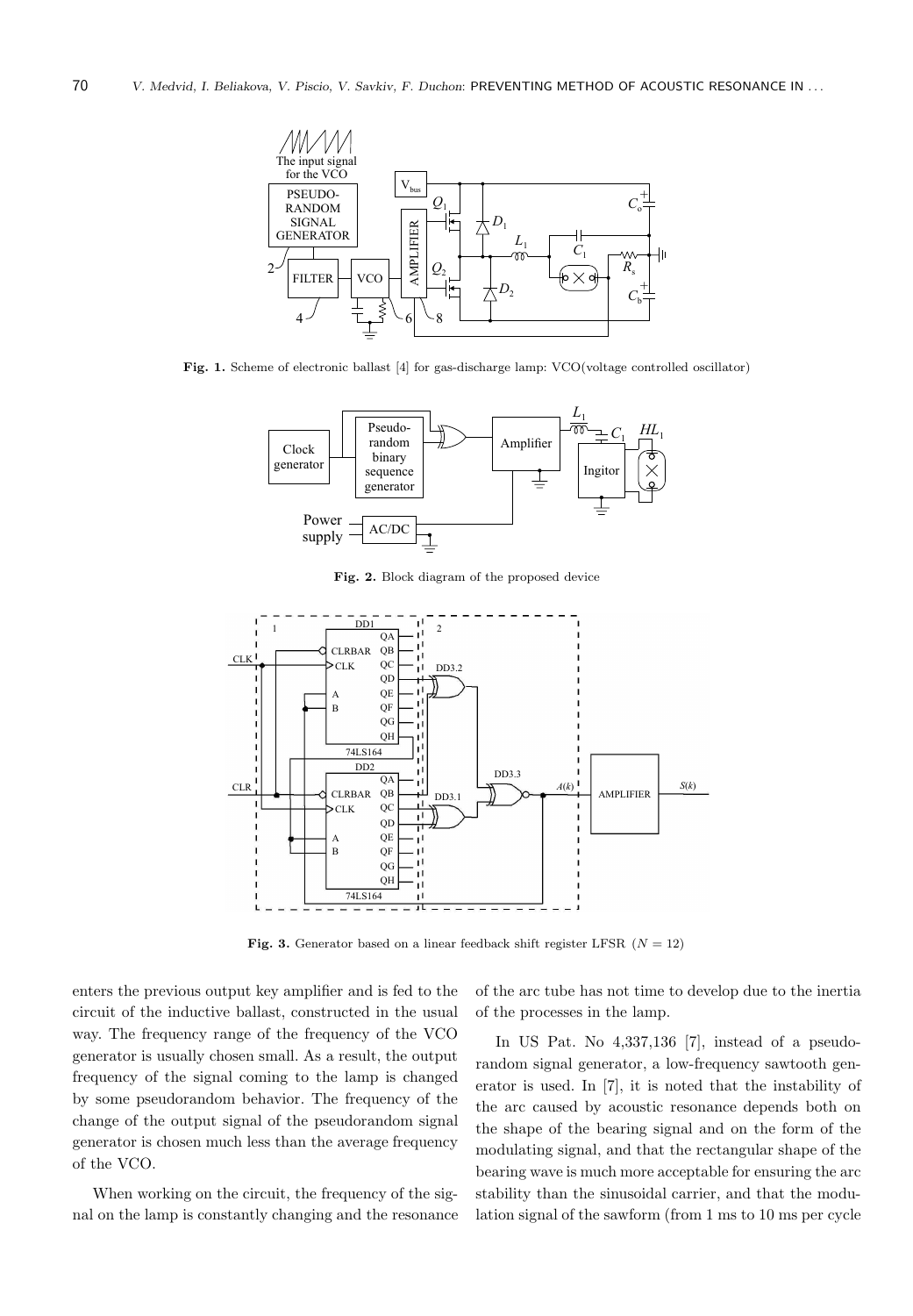**Fig. 1.** Scheme of electronic ballast [4] for gas-discharge lamp: VCO(voltage controlled oscillator)

**Fig. 2.** Block diagram of the proposed device

**Fig. 3.** Generator based on a linear feedback shift register LFSR ($N = 12$)

enters the previous output key amplifier and is fed to the circuit of the inductive ballast, constructed in the usual way. The frequency range of the frequency of the VCO generator is usually chosen small. As a result, the output frequency of the signal coming to the lamp is changed by some pseudorandom behavior. The frequency of the change of the output signal of the pseudorandom signal generator is chosen much less than the average frequency of the VCO.

When working on the circuit, the frequency of the signal on the lamp is constantly changing and the resonance of the arc tube has not time to develop due to the inertia of the processes in the lamp.

In US Pat. No 4,337,136 [7], instead of a pseudorandom signal generator, a low-frequency sawtooth generator is used. In [7], it is noted that the instability of the arc caused by acoustic resonance depends both on the shape of the bearing signal and on the form of the modulating signal, and that the rectangular shape of the bearing wave is much more acceptable for ensuring the arc stability than the sinusoidal carrier, and that the modulation signal of the sawform (from 1 ms to 10 ms per cycle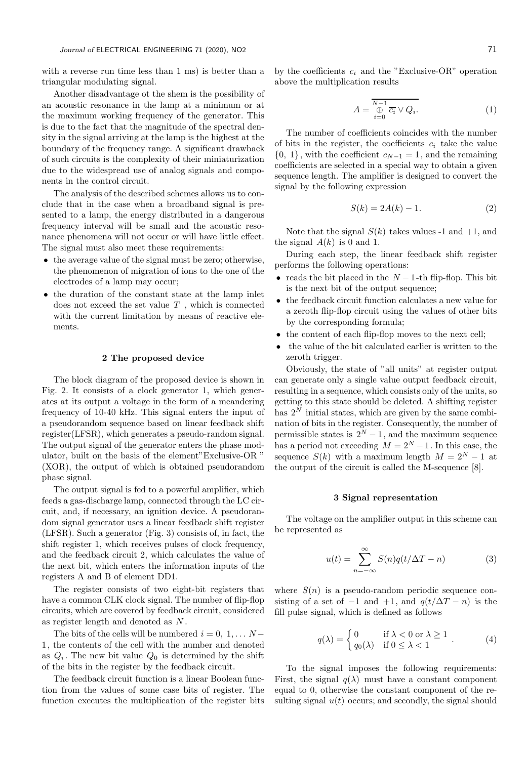with a reverse run time less than 1 ms) is better than a triangular modulating signal.

Another disadvantage ot the shem is the possibility of an acoustic resonance in the lamp at a minimum or at the maximum working frequency of the generator. This is due to the fact that the magnitude of the spectral density in the signal arriving at the lamp is the highest at the boundary of the frequency range. A significant drawback of such circuits is the complexity of their miniaturization due to the widespread use of analog signals and components in the control circuit.

The analysis of the described schemes allows us to conclude that in the case when a broadband signal is presented to a lamp, the energy distributed in a dangerous frequency interval will be small and the acoustic resonance phenomena will not occur or will have little effect. The signal must also meet these requirements:

- the average value of the signal must be zero; otherwise, the phenomenon of migration of ions to the one of the electrodes of a lamp may occur;
- the duration of the constant state at the lamp inlet does not exceed the set value $T$ , which is connected with the current limitation by means of reactive elements.

## 2 The proposed device

The block diagram of the proposed device is shown in Fig. 2. It consists of a clock generator 1, which generates at its output a voltage in the form of a meandering frequency of 10-40 kHz. This signal enters the input of a pseudorandom sequence based on linear feedback shift register(LFSR), which generates a pseudo-random signal. The output signal of the generator enters the phase modulator, built on the basis of the element"Exclusive-OR " (XOR), the output of which is obtained pseudorandom phase signal.

The output signal is fed to a powerful amplifier, which feeds a gas-discharge lamp, connected through the LC circuit, and, if necessary, an ignition device. A pseudorandom signal generator uses a linear feedback shift register (LFSR). Such a generator (Fig. 3) consists of, in fact, the shift register 1, which receives pulses of clock frequency, and the feedback circuit 2, which calculates the value of the next bit, which enters the information inputs of the registers A and B of element DD1.

The register consists of two eight-bit registers that have a common CLK clock signal. The number of flip-flop circuits, which are covered by feedback circuit, considered as register length and denoted as $N$.

The bits of the cells will be numbered $i = 0, 1, \ldots N-1$, the contents of the cell with the number and denoted as $Q_i$. The new bit value $Q_0$ is determined by the shift of the bits in the register by the feedback circuit.

The feedback circuit function is a linear Boolean function from the values of some case bits of register. The function executes the multiplication of the register bits by the coefficients $c_i$ and the "Exclusive-OR" operation above the multiplication results

$$A = \overline{\bigoplus_{i=0}^{N-1} \overline{c_i} \vee Q_i}. \tag{1}$$

The number of coefficients coincides with the number of bits in the register, the coefficients $c_i$ take the value $\{0, 1\}$, with the coefficient $c_{N-1} = 1$, and the remaining coefficients are selected in a special way to obtain a given sequence length. The amplifier is designed to convert the signal by the following expression

$$S(k) = 2A(k) - 1. \tag{2}$$

Note that the signal $S(k)$ takes values -1 and +1, and the signal $A(k)$ is 0 and 1.

During each step, the linear feedback shift register performs the following operations:

- reads the bit placed in the $N-1$-th flip-flop. This bit is the next bit of the output sequence;
- the feedback circuit function calculates a new value for a zeroth flip-flop circuit using the values of other bits by the corresponding formula;
- the content of each flip-flop moves to the next cell;
- the value of the bit calculated earlier is written to the zeroth trigger.

Obviously, the state of "all units" at register output can generate only a single value output feedback circuit, resulting in a sequence, which consists only of the units, so getting to this state should be deleted. A shifting register has $2^N$ initial states, which are given by the same combination of bits in the register. Consequently, the number of permissible states is $2^N - 1$, and the maximum sequence has a period not exceeding $M = 2^N - 1$. In this case, the sequence $S(k)$ with a maximum length $M = 2^N - 1$ at the output of the circuit is called the M-sequence [8].

## 3 Signal representation

The voltage on the amplifier output in this scheme can be represented as

$$u(t) = \sum_{n=-\infty}^{\infty} S(n) q(t/\Delta T - n) \tag{3}$$

where $S(n)$ is a pseudo-random periodic sequence consisting of a set of $-1$ and $+1$, and $q(t/\Delta T - n)$ is the fill pulse signal, which is defined as follows

$$q(\lambda) = \begin{cases} 0 & \text{if } \lambda < 0 \text{ or } \lambda \geq 1 \\ q_0(\lambda) & \text{if } 0 \leq \lambda < 1 \end{cases}. \tag{4}$$

To the signal imposes the following requirements: First, the signal $q(\lambda)$ must have a constant component equal to 0, otherwise the constant component of the resulting signal $u(t)$ occurs; and secondly, the signal should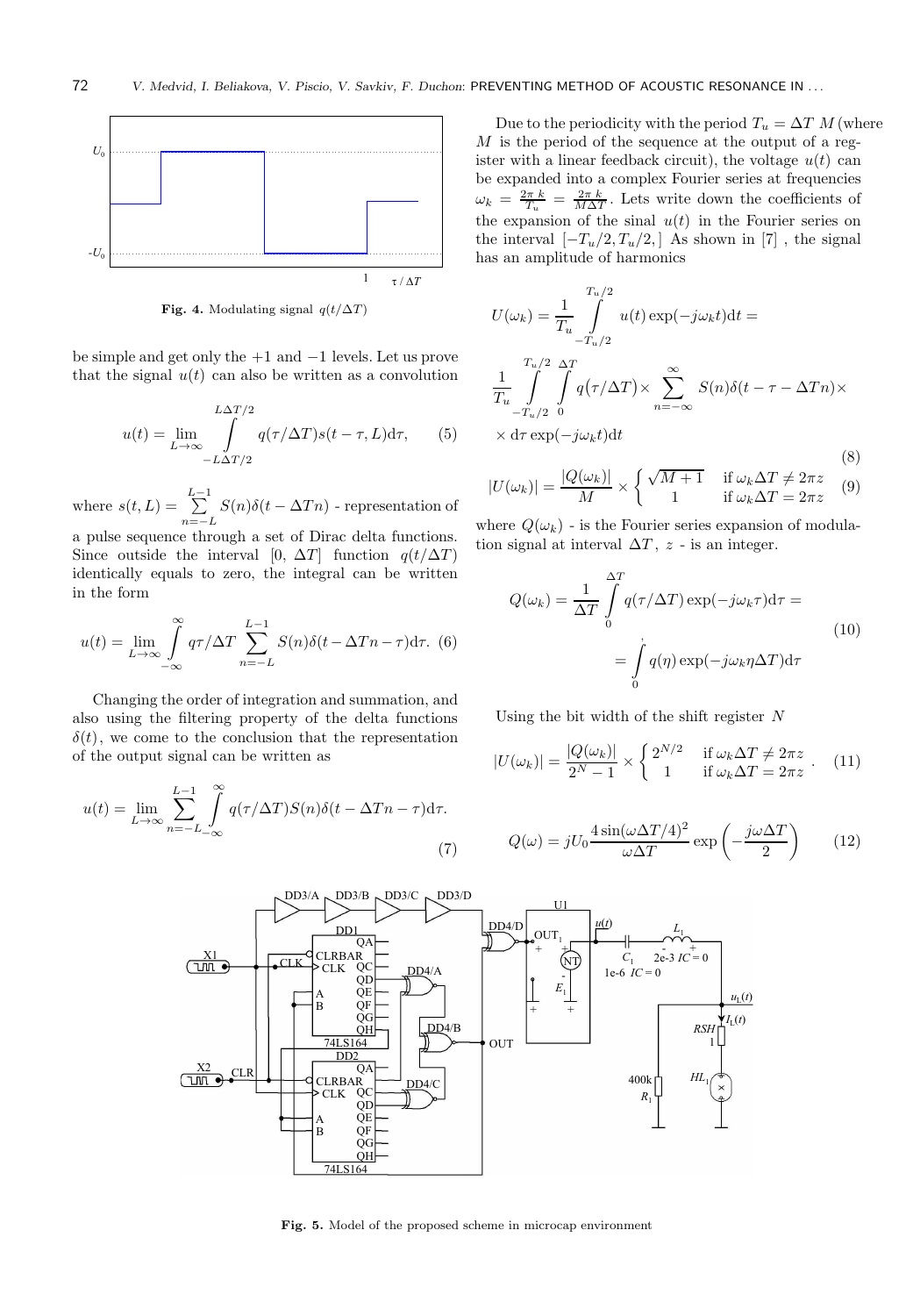Fig. 4. Modulating signal $q(t/\Delta T)$

be simple and get only the +1 and −1 levels. Let us prove that the signal $u(t)$ can also be written as a convolution

$$u(t) = \lim_{L\to\infty} \int_{-L\Delta T/2}^{L\Delta T/2} q(\tau/\Delta T) s(t-\tau, L) \mathrm{d}\tau, \qquad (5)$$

where $s(t,L) = \sum_{n=-L}^{L-1} S(n)\delta(t-\Delta T n)$ - representation of a pulse sequence through a set of Dirac delta functions. Since outside the interval $[0,\ \Delta T]$ function $q(t/\Delta T)$ identically equals to zero, the integral can be written in the form

$$u(t) = \lim_{L\to\infty} \int_{-\infty}^{\infty} q\tau/\Delta T \sum_{n=-L}^{L-1} S(n)\delta(t-\Delta T n-\tau)\mathrm{d}\tau. \quad (6)$$

Changing the order of integration and summation, and also using the filtering property of the delta functions $\delta(t)$, we come to the conclusion that the representation of the output signal can be written as

$$u(t) = \lim_{L\to\infty} \sum_{n=-L}^{L-1} \int_{-\infty}^{\infty} q(\tau/\Delta T) S(n)\delta(t-\Delta T n-\tau)\mathrm{d}\tau. \quad (7)$$

Due to the periodicity with the period $T_u = \Delta T\ M$ (where $M$ is the period of the sequence at the output of a register with a linear feedback circuit), the voltage $u(t)$ can be expanded into a complex Fourier series at frequencies $\omega_k = \frac{2\pi\ k}{T_u} = \frac{2\pi\ k}{M\Delta T}$. Lets write down the coefficients of the expansion of the sinal $u(t)$ in the Fourier series on the interval $[-T_u/2, T_u/2,]$ As shown in [7] , the signal has an amplitude of harmonics

$$U(\omega_k) = \frac{1}{T_u}\int_{-T_u/2}^{T_u/2} u(t)\exp(-j\omega_k t)\mathrm{d}t =$$

$$\frac{1}{T_u}\int_{-T_u/2}^{T_u/2}\int_{0}^{\Delta T} q\big(\tau/\Delta T\big)\times \sum_{n=-\infty}^{\infty} S(n)\delta(t-\tau-\Delta T n)\times$$

$$\times\, \mathrm{d}\tau \exp(-j\omega_k t)\mathrm{d}t \qquad (8)$$

$$|U(\omega_k)| = \frac{|Q(\omega_k)|}{M} \times \begin{cases} \sqrt{M+1} & \text{if } \omega_k\Delta T \neq 2\pi z \\ 1 & \text{if } \omega_k \Delta T = 2\pi z \end{cases} \quad (9)$$

where $Q(\omega_k)$ - is the Fourier series expansion of modulation signal at interval $\Delta T$, $z$ - is an integer.

$$Q(\omega_k) = \frac{1}{\Delta T}\int_{0}^{\Delta T} q(\tau/\Delta T)\exp(-j\omega_k\tau)\mathrm{d}\tau = \\ = \int_{0}^{,} q(\eta)\exp(-j\omega_k\eta\Delta T)\mathrm{d}\tau \qquad (10)$$

Using the bit width of the shift register $N$

$$|U(\omega_k)| = \frac{|Q(\omega_k)|}{2^N-1} \times \begin{cases} 2^{N/2} & \text{if } \omega_k\Delta T \neq 2\pi z \\ 1 & \text{if } \omega_k \Delta T = 2\pi z \end{cases}. \quad (11)$$

$$Q(\omega) = jU_0 \frac{4\sin(\omega\Delta T/4)^2}{\omega \Delta T}\exp\left(-\frac{j\omega\Delta T}{2}\right) \qquad (12)$$

Fig. 5. Model of the proposed scheme in microcap environment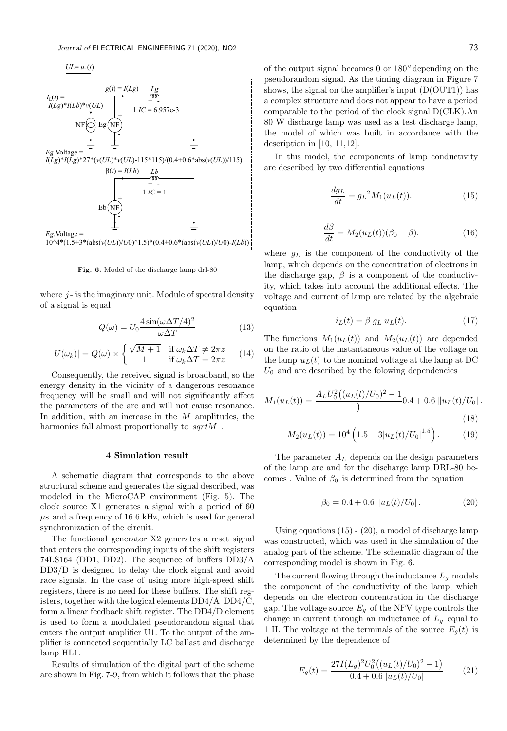UL= $u_L(t)$

$I_L(t)$ = I(Lg)*I(Lb)*v(UL)

$g(t) = I(Lg)$ Lg

1 IC = 6.957e-3

NF Eg NF

Eg Voltage = I(Lg)*I(Lg)*27*(v(UL)*v(UL)-115*115)/(0.4+0.6*abs(v(UL))/115)

$\beta(t) = I(Lb)$ Lb

1 IC = 1

Eb NF

Eg.Voltage = 10^4*(1.5+3*(abs(v(UL))/U0)^1.5)*(0.4+0.6*(abs(v(UL))/U0)-I(Lb))

**Fig. 6.** Model of the discharge lamp drl-80

where $j$ - is the imaginary unit. Module of spectral density of a signal is equal

$$Q(\omega) = U_0 \frac{4\sin(\omega\Delta T/4)^2}{\omega\Delta T} \tag{13}$$

$$|U(\omega_k)| = Q(\omega) \times \begin{cases} \sqrt{M+1} & \text{if } \omega_k\Delta T \neq 2\pi z \\ 1 & \text{if } \omega_k\Delta T = 2\pi z \end{cases} \tag{14}$$

Consequently, the received signal is broadband, so the energy density in the vicinity of a dangerous resonance frequency will be small and will not significantly affect the parameters of the arc and will not cause resonance. In addition, with an increase in the $M$ amplitudes, the harmonics fall almost proportionally to $sqrtM$ .

## 4 Simulation result

A schematic diagram that corresponds to the above structural scheme and generates the signal described, was modeled in the MicroCAP environment (Fig. 5). The clock source X1 generates a signal with a period of 60 $\mu$s and a frequency of 16.6 kHz, which is used for general synchronization of the circuit.

The functional generator X2 generates a reset signal that enters the corresponding inputs of the shift registers 74LS164 (DD1, DD2). The sequence of buffers DD3/A DD3/D is designed to delay the clock signal and avoid race signals. In the case of using more high-speed shift registers, there is no need for these buffers. The shift registers, together with the logical elements DD4/A DD4/C, form a linear feedback shift register. The DD4/D element is used to form a modulated pseudorandom signal that enters the output amplifier U1. To the output of the amplifier is connected sequentially LC ballast and discharge lamp HL1.

Results of simulation of the digital part of the scheme are shown in Fig. 7-9, from which it follows that the phase of the output signal becomes 0 or 180° depending on the pseudorandom signal. As the timing diagram in Figure 7 shows, the signal on the amplifier's input (D(OUT1)) has a complex structure and does not appear to have a period comparable to the period of the clock signal D(CLK).An 80 W discharge lamp was used as a test discharge lamp, the model of which was built in accordance with the description in [10, 11,12].

In this model, the components of lamp conductivity are described by two differential equations

$$\frac{dg_L}{dt} = {g_L}^2 M_1(u_L(t)). \tag{15}$$

$$\frac{d\beta}{dt} = M_2(u_L(t))(\beta_0 - \beta). \tag{16}$$

where $g_L$ is the component of the conductivity of the lamp, which depends on the concentration of electrons in the discharge gap, $\beta$ is a component of the conductivity, which takes into account the additional effects. The voltage and current of lamp are related by the algebraic equation

$$i_L(t) = \beta\, g_L\, u_L(t). \tag{17}$$

The functions $M_1(u_L(t))$ and $M_2(u_L(t))$ are depended on the ratio of the instantaneous value of the voltage on the lamp $u_L(t)$ to the nominal voltage at the lamp at DC $U_0$ and are described by the folowing dependencies

$$M_1(u_L(t)) = \frac{A_L U_0^2\big((u_L(t)/U_0)^2 - 1}{\big)} 0.4 + 0.6\, \|u_L(t)/U_0\|. \tag{18}$$

$$M_2(u_L(t)) = 10^4 \left(1.5 + 3|u_L(t)/U_0|^{1.5}\right). \tag{19}$$

The parameter $A_L$ depends on the design parameters of the lamp arc and for the discharge lamp DRL-80 becomes . Value of $\beta_0$ is determined from the equation

$$\beta_0 = 0.4 + 0.6\, |u_L(t)/U_0|. \tag{20}$$

Using equations (15) - (20), a model of discharge lamp was constructed, which was used in the simulation of the analog part of the scheme. The schematic diagram of the corresponding model is shown in Fig. 6.

The current flowing through the inductance $L_g$ models the component of the conductivity of the lamp, which depends on the electron concentration in the discharge gap. The voltage source $E_g$ of the NFV type controls the change in current through an inductance of $L_g$ equal to 1 H. The voltage at the terminals of the source $E_g(t)$ is determined by the dependence of

$$E_g(t) = \frac{27 I(L_g)^2 U_0^2\big((u_L(t)/U_0)^2 - 1\big)}{0.4 + 0.6\, |u_L(t)/U_0|} \tag{21}$$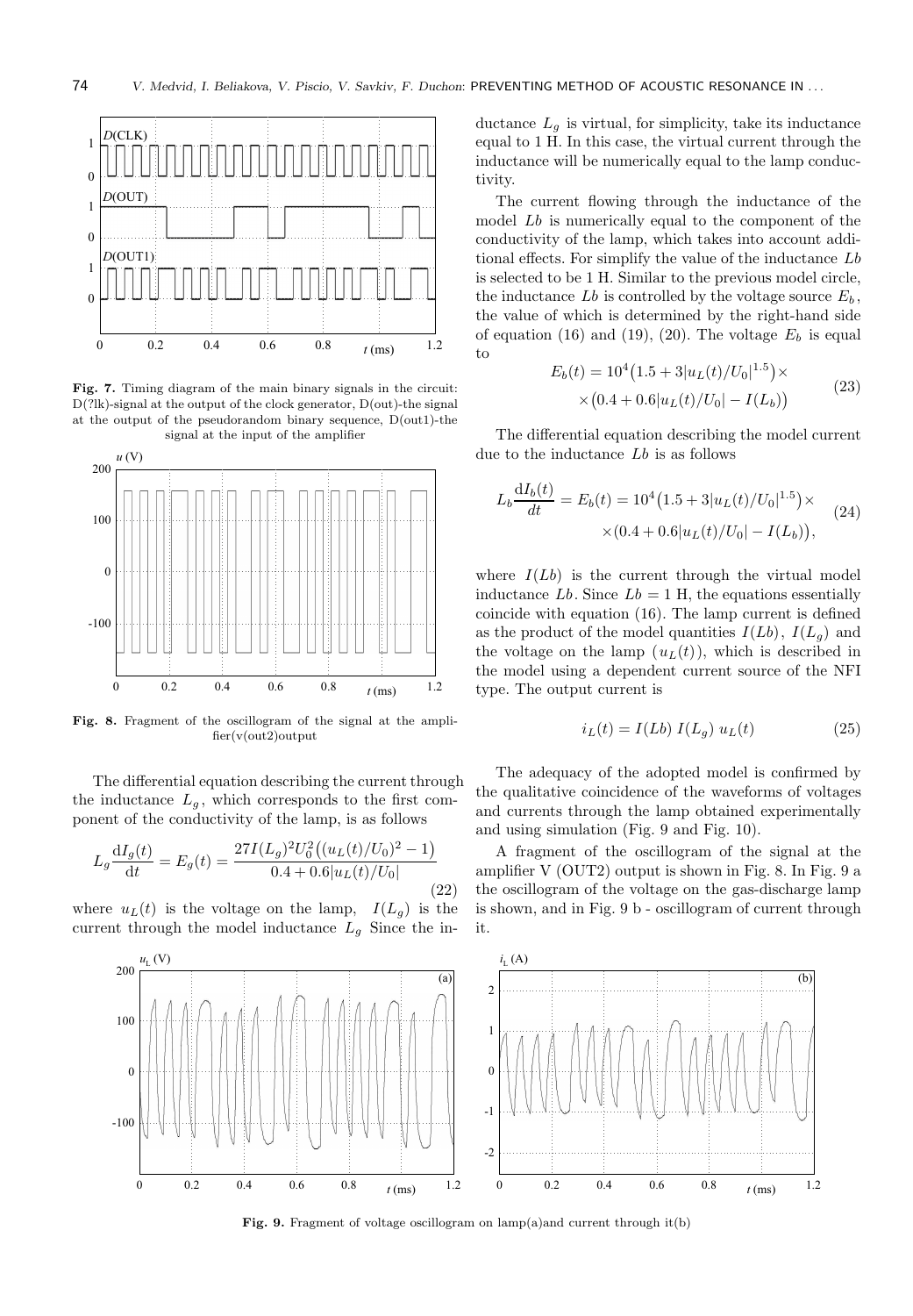**Fig. 7.** Timing diagram of the main binary signals in the circuit: D(?lk)-signal at the output of the clock generator, D(out)-the signal at the output of the pseudorandom binary sequence, D(out1)-the signal at the input of the amplifier

**Fig. 8.** Fragment of the oscillogram of the signal at the amplifier(v(out2)output

The differential equation describing the current through the inductance $L_g$, which corresponds to the first component of the conductivity of the lamp, is as follows

$$L_g \frac{\mathrm{d}I_g(t)}{\mathrm{d}t} = E_g(t) = \frac{27 I(L_g)^2 U_0^2 \big((u_L(t)/U_0)^2 - 1\big)}{0.4 + 0.6|u_L(t)/U_0|} \tag{22}$$

where $u_L(t)$ is the voltage on the lamp, $I(L_g)$ is the current through the model inductance $L_g$ Since the inductance $L_g$ is virtual, for simplicity, take its inductance equal to 1 H. In this case, the virtual current through the inductance will be numerically equal to the lamp conductivity.

The current flowing through the inductance of the model $Lb$ is numerically equal to the component of the conductivity of the lamp, which takes into account additional effects. For simplify the value of the inductance $Lb$ is selected to be 1 H. Similar to the previous model circle, the inductance $Lb$ is controlled by the voltage source $E_b$, the value of which is determined by the right-hand side of equation (16) and (19), (20). The voltage $E_b$ is equal to

$$E_b(t) = 10^4 \big(1.5 + 3|u_L(t)/U_0|^{1.5}\big) \times \times \big(0.4 + 0.6|u_L(t)/U_0| - I(L_b)\big) \tag{23}$$

The differential equation describing the model current due to the inductance $Lb$ is as follows

$$L_b \frac{\mathrm{d}I_b(t)}{dt} = E_b(t) = 10^4 \big(1.5 + 3|u_L(t)/U_0|^{1.5}\big) \times \times (0.4 + 0.6|u_L(t)/U_0| - I(L_b)\big), \tag{24}$$

where $I(Lb)$ is the current through the virtual model inductance $Lb$. Since $Lb = 1$ H, the equations essentially coincide with equation (16). The lamp current is defined as the product of the model quantities $I(Lb)$, $I(L_g)$ and the voltage on the lamp ($u_L(t)$), which is described in the model using a dependent current source of the NFI type. The output current is

$$i_L(t) = I(Lb)\, I(L_g)\, u_L(t) \tag{25}$$

The adequacy of the adopted model is confirmed by the qualitative coincidence of the waveforms of voltages and currents through the lamp obtained experimentally and using simulation (Fig. 9 and Fig. 10).

A fragment of the oscillogram of the signal at the amplifier V (OUT2) output is shown in Fig. 8. In Fig. 9 a the oscillogram of the voltage on the gas-discharge lamp is shown, and in Fig. 9 b - oscillogram of current through it.

**Fig. 9.** Fragment of voltage oscillogram on lamp(a)and current through it(b)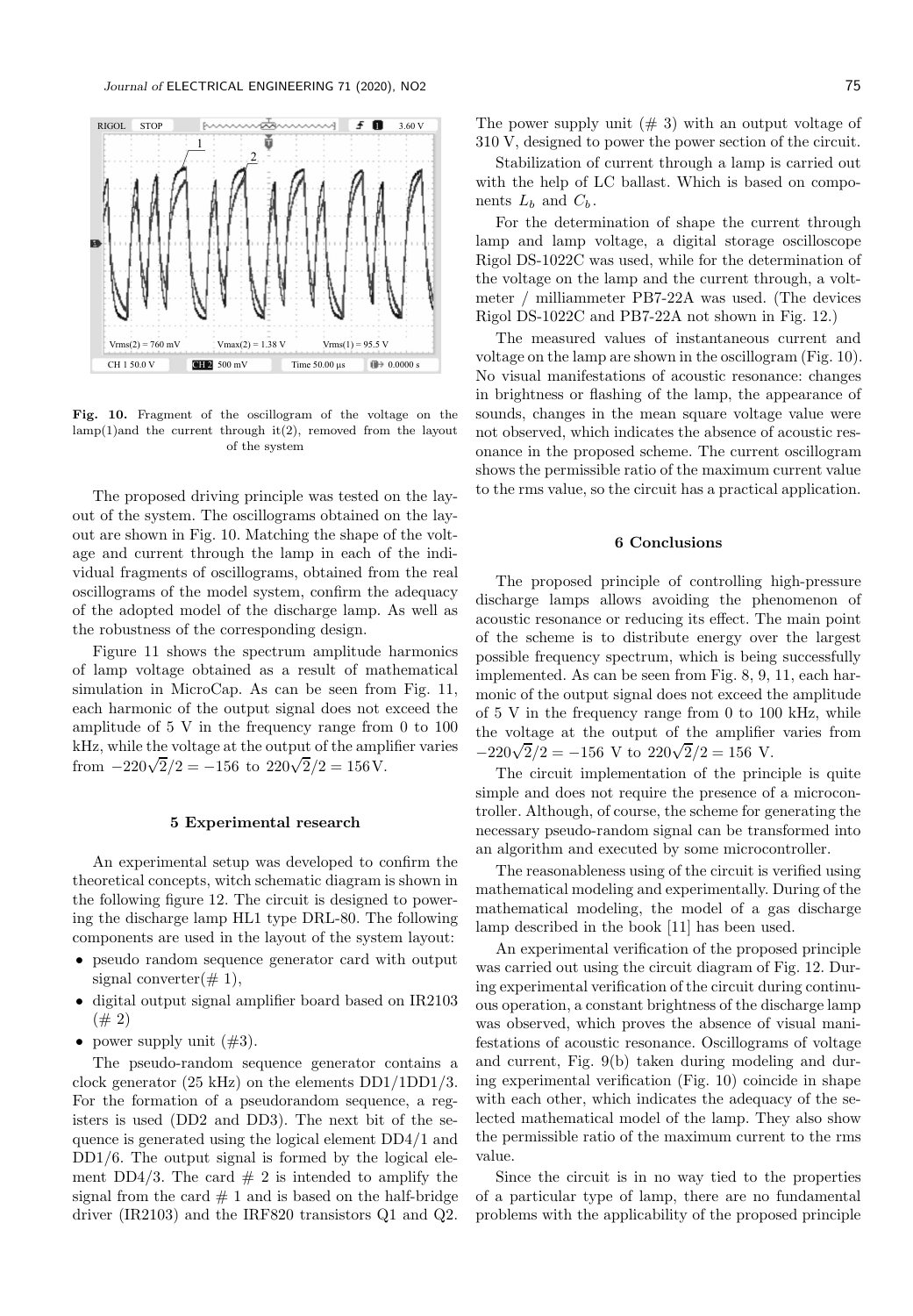Fig. 10. Fragment of the oscillogram of the voltage on the lamp(1)and the current through it(2), removed from the layout of the system

The proposed driving principle was tested on the layout of the system. The oscillograms obtained on the layout are shown in Fig. 10. Matching the shape of the voltage and current through the lamp in each of the individual fragments of oscillograms, obtained from the real oscillograms of the model system, confirm the adequacy of the adopted model of the discharge lamp. As well as the robustness of the corresponding design.

Figure 11 shows the spectrum amplitude harmonics of lamp voltage obtained as a result of mathematical simulation in MicroCap. As can be seen from Fig. 11, each harmonic of the output signal does not exceed the amplitude of 5 V in the frequency range from 0 to 100 kHz, while the voltage at the output of the amplifier varies from $-220\sqrt{2}/2 = -156$ to $220\sqrt{2}/2 = 156\,\text{V}$.

## 5 Experimental research

An experimental setup was developed to confirm the theoretical concepts, witch schematic diagram is shown in the following figure 12. The circuit is designed to powering the discharge lamp HL1 type DRL-80. The following components are used in the layout of the system layout:

- pseudo random sequence generator card with output signal converter(# 1),
- digital output signal amplifier board based on IR2103 (# 2)
- power supply unit (#3).

The pseudo-random sequence generator contains a clock generator (25 kHz) on the elements DD1/1DD1/3. For the formation of a pseudorandom sequence, a registers is used (DD2 and DD3). The next bit of the sequence is generated using the logical element DD4/1 and DD1/6. The output signal is formed by the logical element DD4/3. The card # 2 is intended to amplify the signal from the card # 1 and is based on the half-bridge driver (IR2103) and the IRF820 transistors Q1 and Q2.

The power supply unit (# 3) with an output voltage of 310 V, designed to power the power section of the circuit.

Stabilization of current through a lamp is carried out with the help of LC ballast. Which is based on components $L_b$ and $C_b$.

For the determination of shape the current through lamp and lamp voltage, a digital storage oscilloscope Rigol DS-1022C was used, while for the determination of the voltage on the lamp and the current through, a voltmeter / milliammeter PB7-22A was used. (The devices Rigol DS-1022C and PB7-22A not shown in Fig. 12.)

The measured values of instantaneous current and voltage on the lamp are shown in the oscillogram (Fig. 10). No visual manifestations of acoustic resonance: changes in brightness or flashing of the lamp, the appearance of sounds, changes in the mean square voltage value were not observed, which indicates the absence of acoustic resonance in the proposed scheme. The current oscillogram shows the permissible ratio of the maximum current value to the rms value, so the circuit has a practical application.

## 6 Conclusions

The proposed principle of controlling high-pressure discharge lamps allows avoiding the phenomenon of acoustic resonance or reducing its effect. The main point of the scheme is to distribute energy over the largest possible frequency spectrum, which is being successfully implemented. As can be seen from Fig. 8, 9, 11, each harmonic of the output signal does not exceed the amplitude of 5 V in the frequency range from 0 to 100 kHz, while the voltage at the output of the amplifier varies from $-220\sqrt{2}/2 = -156$ V to $220\sqrt{2}/2 = 156$ V.

The circuit implementation of the principle is quite simple and does not require the presence of a microcontroller. Although, of course, the scheme for generating the necessary pseudo-random signal can be transformed into an algorithm and executed by some microcontroller.

The reasonableness using of the circuit is verified using mathematical modeling and experimentally. During of the mathematical modeling, the model of a gas discharge lamp described in the book [11] has been used.

An experimental verification of the proposed principle was carried out using the circuit diagram of Fig. 12. During experimental verification of the circuit during continuous operation, a constant brightness of the discharge lamp was observed, which proves the absence of visual manifestations of acoustic resonance. Oscillograms of voltage and current, Fig. 9(b) taken during modeling and during experimental verification (Fig. 10) coincide in shape with each other, which indicates the adequacy of the selected mathematical model of the lamp. They also show the permissible ratio of the maximum current to the rms value.

Since the circuit is in no way tied to the properties of a particular type of lamp, there are no fundamental problems with the applicability of the proposed principle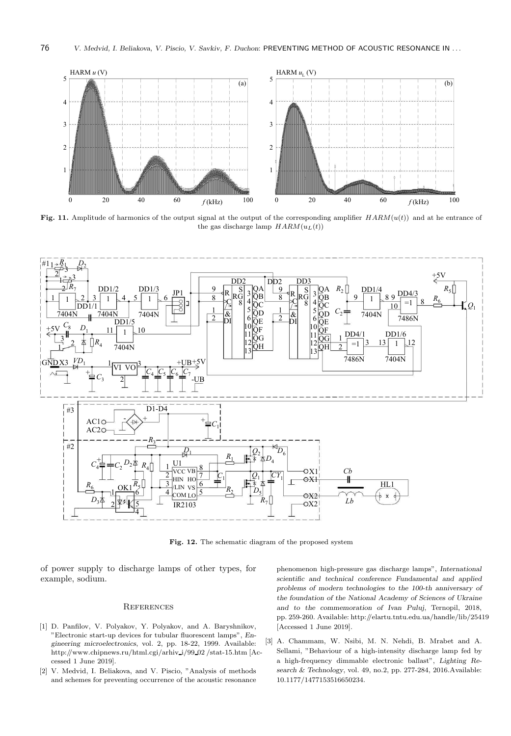**Fig. 11.** Amplitude of harmonics of the output signal at the output of the corresponding amplifier $HARM(u(t))$ and at he entrance of the gas discharge lamp $HARM(u_L(t))$

**Fig. 12.** The schematic diagram of the proposed system

of power supply to discharge lamps of other types, for example, sodium.

## References

[1] D. Panfilov, V. Polyakov, Y. Polyakov, and A. Baryshnikov, "Electronic start-up devices for tubular fluorescent lamps", *Engineering microelectronics*, vol. 2, pp. 18-22, 1999. Available: http://www.chipnews.ru/html.cgi/arhiv_i/99_02 /stat-15.htm [Accessed 1 June 2019].

[2] V. Medvid, I. Beliakova, and V. Piscio, "Analysis of methods and schemes for preventing occurrence of the acoustic resonance phenomenon high-pressure gas discharge lamps", *International scientific and technical conference Fundamental and applied problems of modern technologies to the 100-th anniversary of the foundation of the National Academy of Sciences of Ukraine and to the commemoration of Ivan Puluj*, Ternopil, 2018, pp. 259-260. Available: http://elartu.tntu.edu.ua/handle/lib/25419 [Accessed 1 June 2019].

[3] A. Chammam, W. Nsibi, M. N. Nehdi, B. Mrabet and A. Sellami, "Behaviour of a high-intensity discharge lamp fed by a high-frequency dimmable electronic ballast", *Lighting Research & Technology*, vol. 49, no.2, pp. 277-284, 2016.Available: 10.1177/1477153516650234.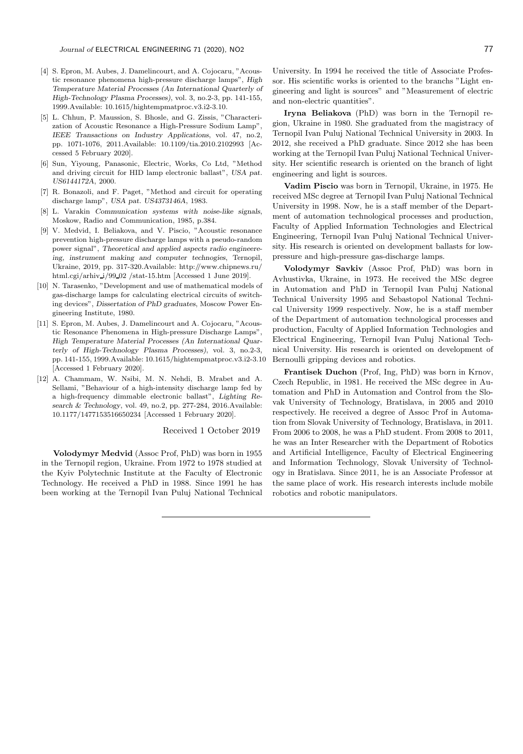[4] S. Epron, M. Aubes, J. Damelincourt, and A. Cojocaru, "Acoustic resonance phenomena high-pressure discharge lamps", *High Temperature Material Processes (An International Quarterly of High-Technology Plasma Processes)*, vol. 3, no.2-3, pp. 141-155, 1999.Available: 10.1615/hightempmatproc.v3.i2-3.10.

[5] L. Chhun, P. Maussion, S. Bhosle, and G. Zissis, "Characterization of Acoustic Resonance a High-Pressure Sodium Lamp", *IEEE Transactions on Industry Applications*, vol. 47, no.2, pp. 1071-1076, 2011.Available: 10.1109/tia.2010.2102993 [Accessed 5 February 2020].

[6] Sun, Yiyoung, Panasonic, Electric, Works, Co Ltd, "Method and driving circuit for HID lamp electronic ballast", *USA pat. US6144172A*, 2000.

[7] R. Bonazoli, and F. Paget, "Method and circuit for operating discharge lamp", *USA pat. US4373146A*, 1983.

[8] L. Varakin *Communication systems with noise-like signals*, Moskow, Radio and Communication, 1985, p.384.

[9] V. Medvid, I. Beliakova, and V. Piscio, "Acoustic resonance prevention high-pressure discharge lamps with a pseudo-random power signal", *Theoretical and applied aspects radio engineereing, instrument making and computer technogies*, Ternopil, Ukraine, 2019, pp. 317-320.Available: http://www.chipnews.ru/html.cgi/arhiv_i/99_02 /stat-15.htm [Accessed 1 June 2019].

[10] N. Tarasenko, "Development and use of mathematical models of gas-discharge lamps for calculating electrical circuits of switching devices", *Dissertation of PhD graduates*, Moscow Power Engineering Institute, 1980.

[11] S. Epron, M. Aubes, J. Damelincourt and A. Cojocaru, "Acoustic Resonance Phenomena in High-pressure Discharge Lamps", *High Temperature Material Processes (An International Quarterly of High-Technology Plasma Processes)*, vol. 3, no.2-3, pp. 141-155, 1999.Available: 10.1615/hightempmatproc.v3.i2-3.10 [Accessed 1 February 2020].

[12] A. Chammam, W. Nsibi, M. N. Nehdi, B. Mrabet and A. Sellami, "Behaviour of a high-intensity discharge lamp fed by a high-frequency dimmable electronic ballast", *Lighting Research & Technology*, vol. 49, no.2, pp. 277-284, 2016.Available: 10.1177/1477153516650234 [Accessed 1 February 2020].

Received 1 October 2019

**Volodymyr Medvid** (Assoc Prof, PhD) was born in 1955 in the Ternopil region, Ukraine. From 1972 to 1978 studied at the Kyiv Polytechnic Institute at the Faculty of Electronic Technology. He received a PhD in 1988. Since 1991 he has been working at the Ternopil Ivan Puluj National Technical University. In 1994 he received the title of Associate Professor. His scientific works is oriented to the branchs "Light engineering and light is sources" and "Measurement of electric and non-electric quantities".

**Iryna Beliakova** (PhD) was born in the Ternopil region, Ukraine in 1980. She graduated from the magistracy of Ternopil Ivan Puluj National Technical University in 2003. In 2012, she received a PhD graduate. Since 2012 she has been working at the Ternopil Ivan Puluj National Technical University. Her scientific research is oriented on the branch of light engineering and light is sources.

**Vadim Piscio** was born in Ternopil, Ukraine, in 1975. He received MSc degree at Ternopil Ivan Puluj National Technical University in 1998. Now, he is a staff member of the Department of automation technological processes and production, Faculty of Applied Information Technologies and Electrical Engineering, Ternopil Ivan Puluj National Technical University. His research is oriented on development ballasts for low-pressure and high-pressure gas-discharge lamps.

**Volodymyr Savkiv** (Assoc Prof, PhD) was born in Avhustivka, Ukraine, in 1973. He received the MSc degree in Automation and PhD in Ternopil Ivan Puluj National Technical University 1995 and Sebastopol National Technical University 1999 respectively. Now, he is a staff member of the Department of automation technological processes and production, Faculty of Applied Information Technologies and Electrical Engineering, Ternopil Ivan Puluj National Technical University. His research is oriented on development of Bernoulli gripping devices and robotics.

**Frantisek Duchon** (Prof, Ing, PhD) was born in Krnov, Czech Republic, in 1981. He received the MSc degree in Automation and PhD in Automation and Control from the Slovak University of Technology, Bratislava, in 2005 and 2010 respectively. He received a degree of Assoc Prof in Automation from Slovak University of Technology, Bratislava, in 2011. From 2006 to 2008, he was a PhD student. From 2008 to 2011, he was an Inter Researcher with the Department of Robotics and Artificial Intelligence, Faculty of Electrical Engineering and Information Technology, Slovak University of Technology in Bratislava. Since 2011, he is an Associate Professor at the same place of work. His research interests include mobile robotics and robotic manipulators.